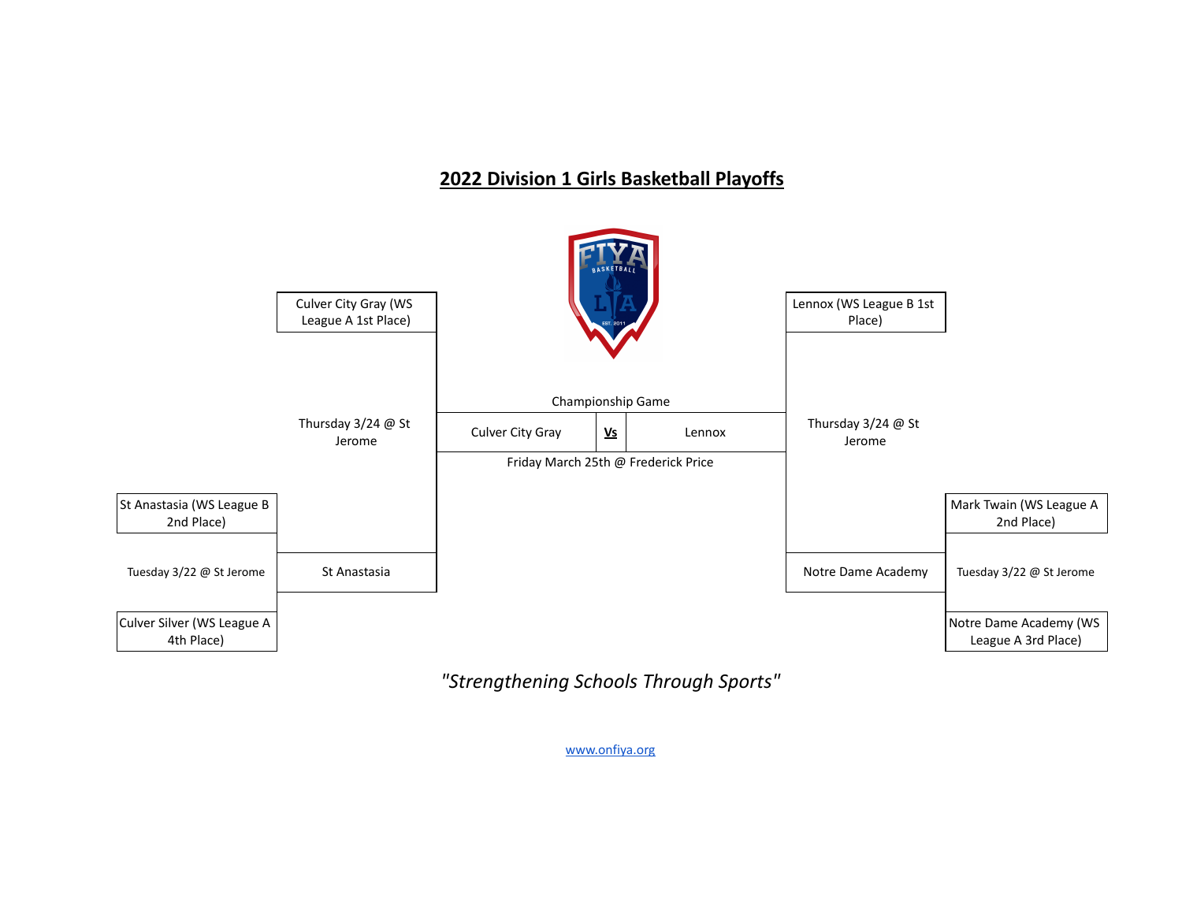# 2022 Division 1 Girls Basketball Playoffs

FIYA BASKETBALL LA EST. 2011

Culver City Gray (WS League A 1st Place)

Lennox (WS League B 1st Place)

Championship Game

| Culver City Gray | **Vs** | Lennox |
|---|---|---|

Friday March 25th @ Frederick Price

Thursday 3/24 @ St Jerome

Thursday 3/24 @ St Jerome

St Anastasia (WS League B 2nd Place)

Tuesday 3/22 @ St Jerome

St Anastasia

Culver Silver (WS League A 4th Place)

Mark Twain (WS League A 2nd Place)

Tuesday 3/22 @ St Jerome

Notre Dame Academy

Notre Dame Academy (WS League A 3rd Place)

*"Strengthening Schools Through Sports"*

[www.onfiya.org](http://www.onfiya.org)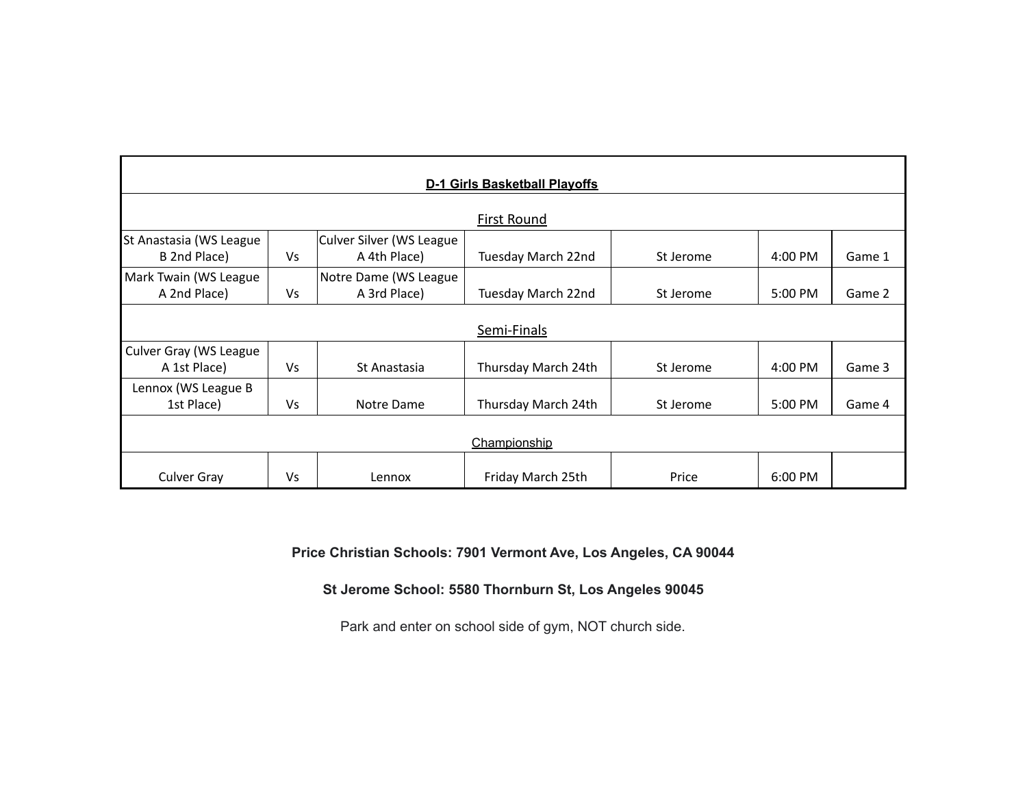## D-1 Girls Basketball Playoffs

| | | | | | | |
|---|---|---|---|---|---|---|
| **First Round** | | | | | | |
| St Anastasia (WS League B 2nd Place) | Vs | Culver Silver (WS League A 4th Place) | Tuesday March 22nd | St Jerome | 4:00 PM | Game 1 |
| Mark Twain (WS League A 2nd Place) | Vs | Notre Dame (WS League A 3rd Place) | Tuesday March 22nd | St Jerome | 5:00 PM | Game 2 |
| **Semi-Finals** | | | | | | |
| Culver Gray (WS League A 1st Place) | Vs | St Anastasia | Thursday March 24th | St Jerome | 4:00 PM | Game 3 |
| Lennox (WS League B 1st Place) | Vs | Notre Dame | Thursday March 24th | St Jerome | 5:00 PM | Game 4 |
| **Championship** | | | | | | |
| Culver Gray | Vs | Lennox | Friday March 25th | Price | 6:00 PM | |

**Price Christian Schools: 7901 Vermont Ave, Los Angeles, CA 90044**

**St Jerome School: 5580 Thornburn St, Los Angeles 90045**

Park and enter on school side of gym, NOT church side.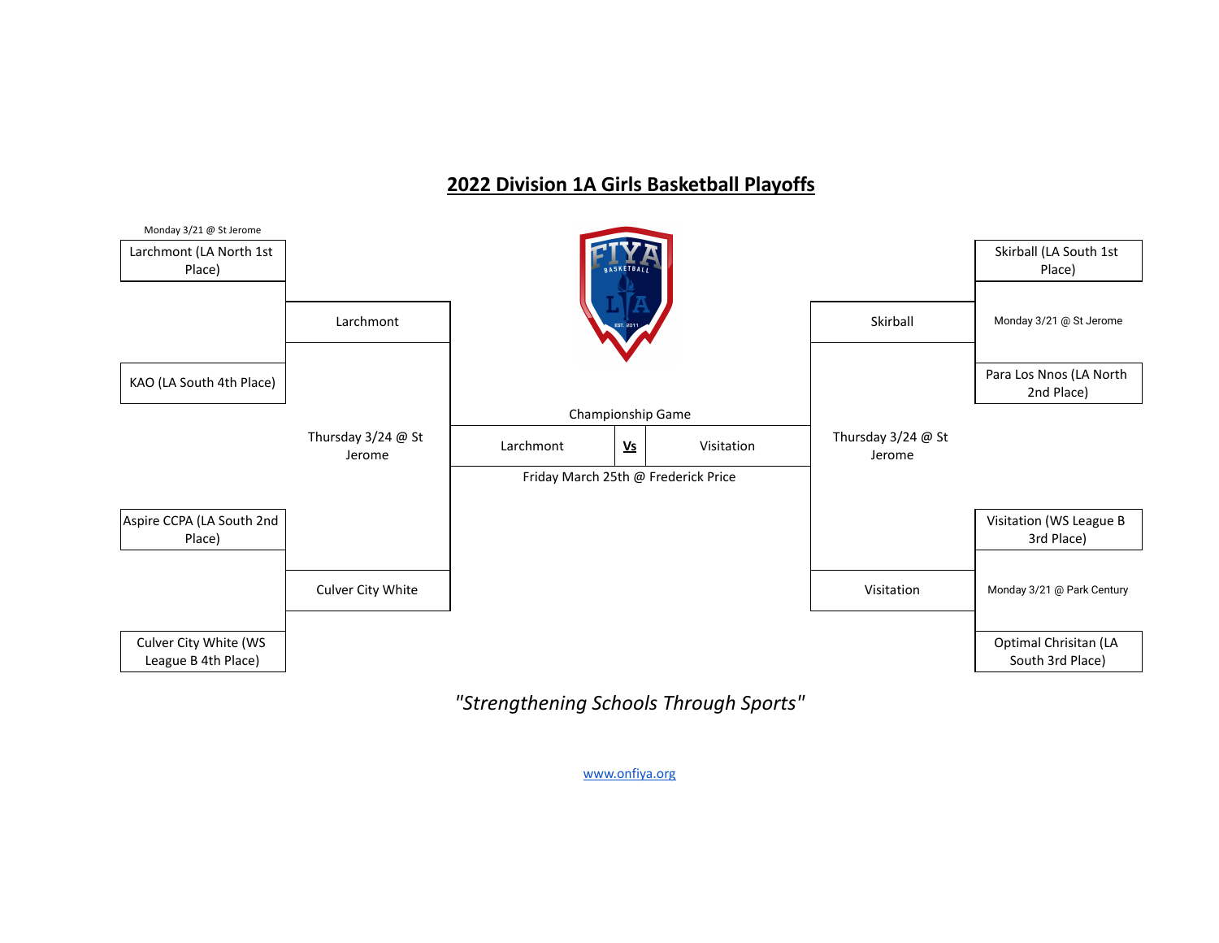## 2022 Division 1A Girls Basketball Playoffs

**First Round**

| Game | Date/Location | Team 1 | Team 2 | Winner |
|---|---|---|---|---|
| 1 | Monday 3/21 @ St Jerome | Larchmont (LA North 1st Place) | KAO (LA South 4th Place) | Larchmont |
| 2 | | Aspire CCPA (LA South 2nd Place) | Culver City White (WS League B 4th Place) | Culver City White |
| 3 | Monday 3/21 @ St Jerome | Skirball (LA South 1st Place) | Para Los Nnos (LA North 2nd Place) | Skirball |
| 4 | Monday 3/21 @ Park Century | Visitation (WS League B 3rd Place) | Optimal Chrisitan (LA South 3rd Place) | Visitation |

**Semifinals**

| Date/Location | Team 1 | Team 2 |
|---|---|---|
| Thursday 3/24 @ St Jerome | Larchmont | Culver City White |
| Thursday 3/24 @ St Jerome | Skirball | Visitation |

**Championship Game**

Larchmont **Vs** Visitation

Friday March 25th @ Frederick Price

*"Strengthening Schools Through Sports"*

www.onfiya.org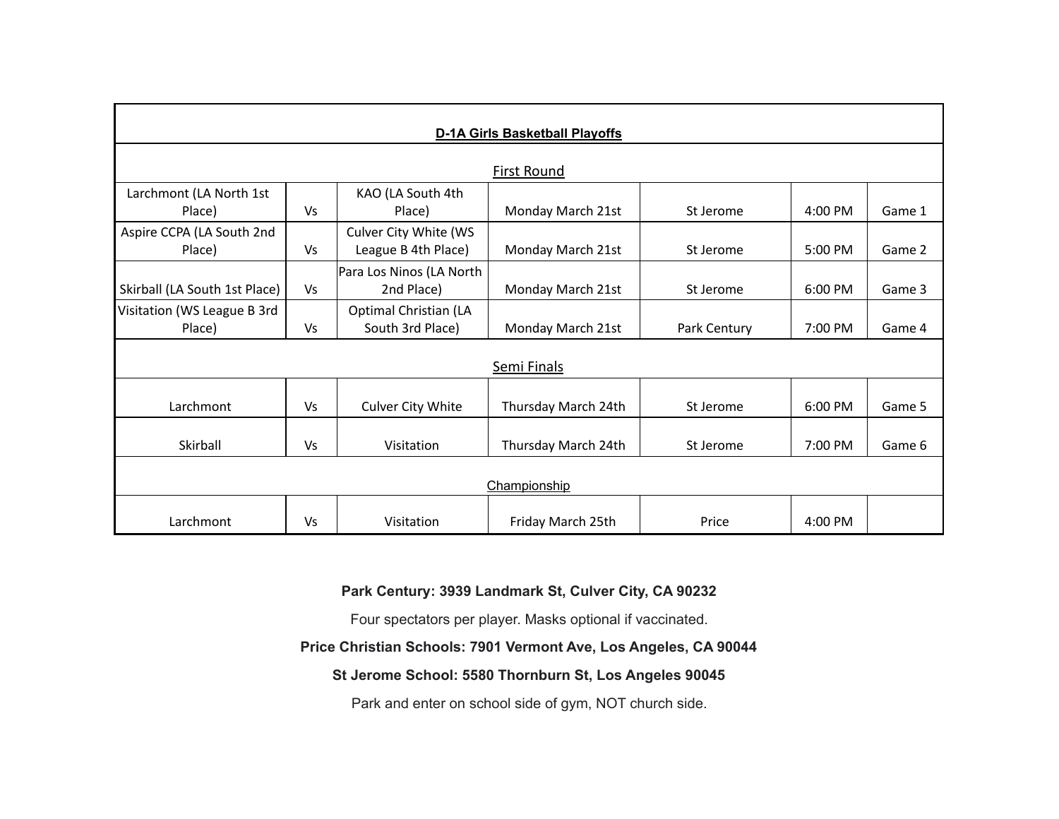| D-1A Girls Basketball Playoffs | | | | | | |
|---|---|---|---|---|---|---|
| **First Round** | | | | | | |
| Larchmont (LA North 1st Place) | Vs | KAO (LA South 4th Place) | Monday March 21st | St Jerome | 4:00 PM | Game 1 |
| Aspire CCPA (LA South 2nd Place) | Vs | Culver City White (WS League B 4th Place) | Monday March 21st | St Jerome | 5:00 PM | Game 2 |
| Skirball (LA South 1st Place) | Vs | Para Los Ninos (LA North 2nd Place) | Monday March 21st | St Jerome | 6:00 PM | Game 3 |
| Visitation (WS League B 3rd Place) | Vs | Optimal Christian (LA South 3rd Place) | Monday March 21st | Park Century | 7:00 PM | Game 4 |
| **Semi Finals** | | | | | | |
| Larchmont | Vs | Culver City White | Thursday March 24th | St Jerome | 6:00 PM | Game 5 |
| Skirball | Vs | Visitation | Thursday March 24th | St Jerome | 7:00 PM | Game 6 |
| **Championship** | | | | | | |
| Larchmont | Vs | Visitation | Friday March 25th | Price | 4:00 PM | |

**Park Century: 3939 Landmark St, Culver City, CA 90232**

Four spectators per player. Masks optional if vaccinated.

**Price Christian Schools: 7901 Vermont Ave, Los Angeles, CA 90044**

**St Jerome School: 5580 Thornburn St, Los Angeles 90045**

Park and enter on school side of gym, NOT church side.